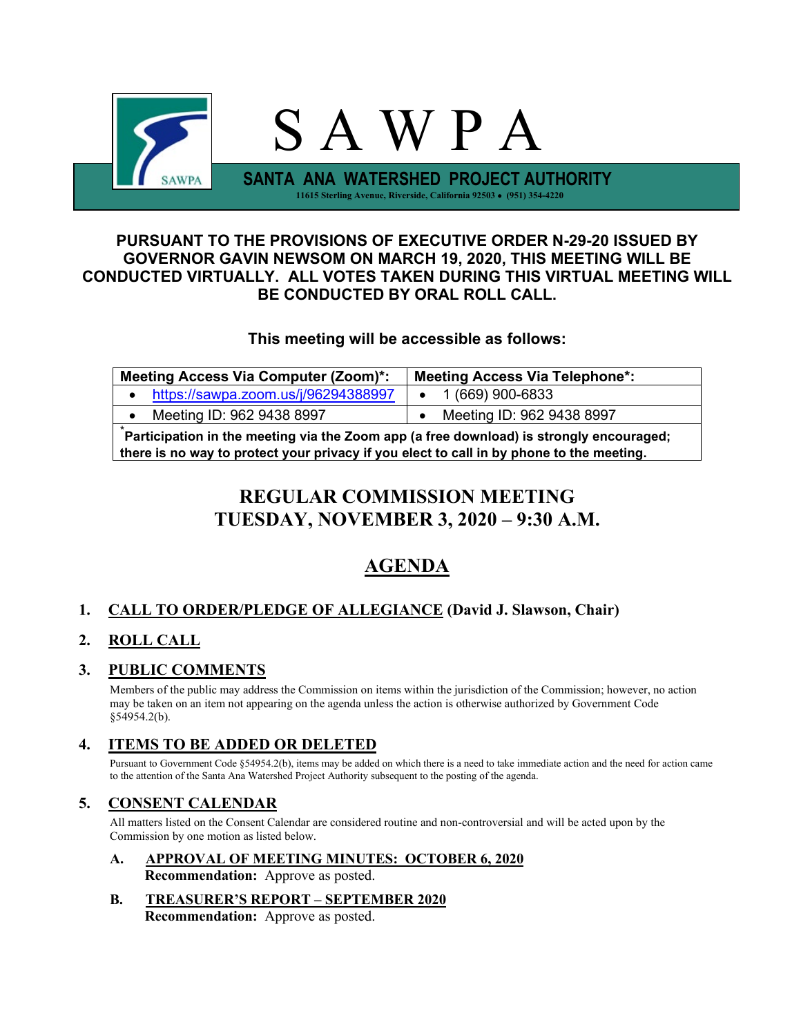# S A W P A

## SANTA ANA WATERSHED PROJECT AUTHORITY

11615 Sterling Avenue, Riverside, California 92503 • (951) 354-4220

**PURSUANT TO THE PROVISIONS OF EXECUTIVE ORDER N-29-20 ISSUED BY GOVERNOR GAVIN NEWSOM ON MARCH 19, 2020, THIS MEETING WILL BE CONDUCTED VIRTUALLY. ALL VOTES TAKEN DURING THIS VIRTUAL MEETING WILL BE CONDUCTED BY ORAL ROLL CALL.**

**This meeting will be accessible as follows:**

| Meeting Access Via Computer (Zoom)*: | Meeting Access Via Telephone*: |
|---|---|
| • https://sawpa.zoom.us/j/96294388997 | • 1 (669) 900-6833 |
| • Meeting ID: 962 9438 8997 | • Meeting ID: 962 9438 8997 |
| *Participation in the meeting via the Zoom app (a free download) is strongly encouraged; there is no way to protect your privacy if you elect to call in by phone to the meeting. | |

## REGULAR COMMISSION MEETING
## TUESDAY, NOVEMBER 3, 2020 – 9:30 A.M.

# AGENDA

**1. CALL TO ORDER/PLEDGE OF ALLEGIANCE (David J. Slawson, Chair)**

**2. ROLL CALL**

**3. PUBLIC COMMENTS**

Members of the public may address the Commission on items within the jurisdiction of the Commission; however, no action may be taken on an item not appearing on the agenda unless the action is otherwise authorized by Government Code §54954.2(b).

**4. ITEMS TO BE ADDED OR DELETED**

Pursuant to Government Code §54954.2(b), items may be added on which there is a need to take immediate action and the need for action came to the attention of the Santa Ana Watershed Project Authority subsequent to the posting of the agenda.

**5. CONSENT CALENDAR**

All matters listed on the Consent Calendar are considered routine and non-controversial and will be acted upon by the Commission by one motion as listed below.

**A. APPROVAL OF MEETING MINUTES: OCTOBER 6, 2020**
**Recommendation:** Approve as posted.

**B. TREASURER'S REPORT – SEPTEMBER 2020**
**Recommendation:** Approve as posted.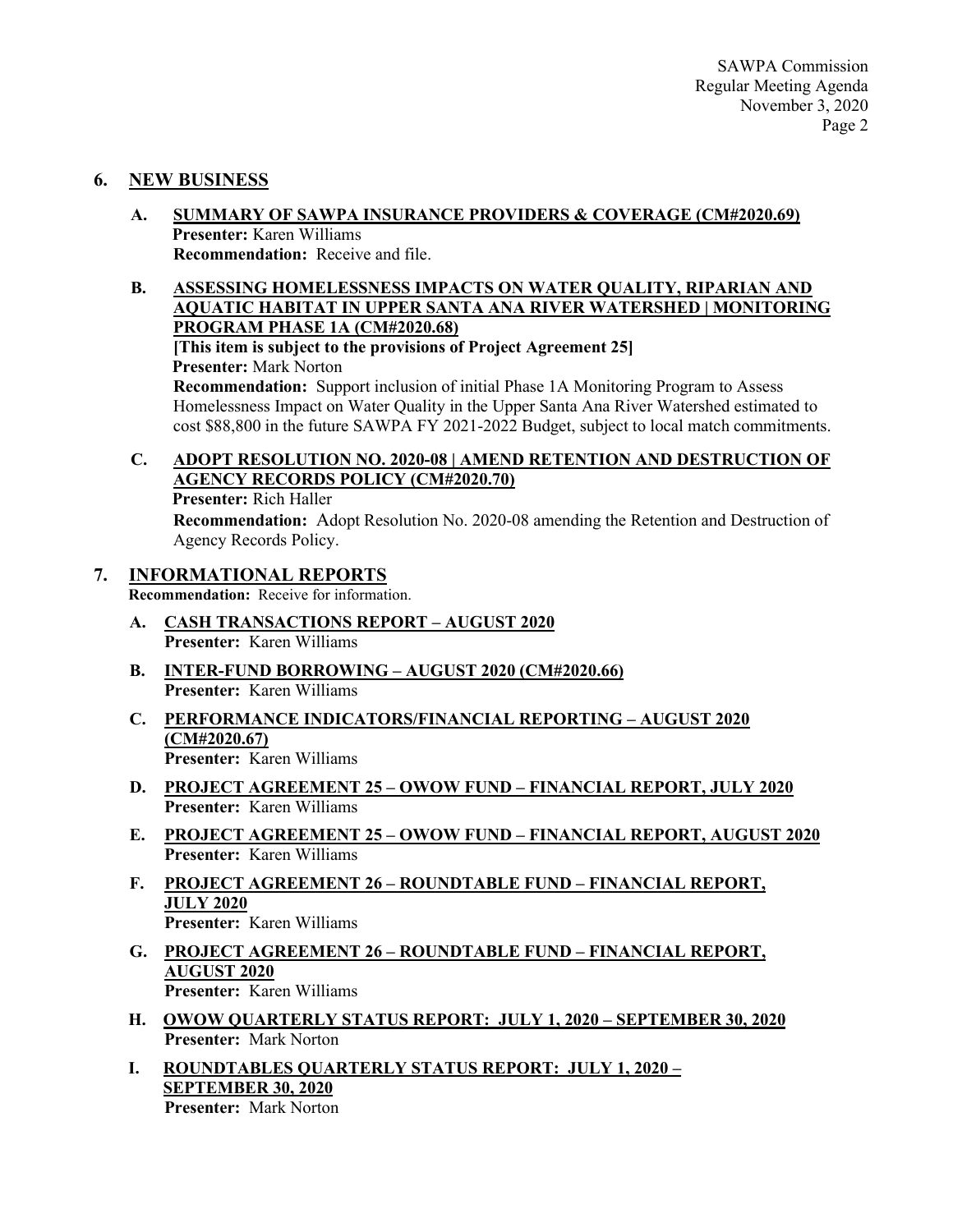## 6. NEW BUSINESS

**A. SUMMARY OF SAWPA INSURANCE PROVIDERS & COVERAGE (CM#2020.69)**
**Presenter:** Karen Williams
**Recommendation:** Receive and file.

**B. ASSESSING HOMELESSNESS IMPACTS ON WATER QUALITY, RIPARIAN AND AQUATIC HABITAT IN UPPER SANTA ANA RIVER WATERSHED | MONITORING PROGRAM PHASE 1A (CM#2020.68)**
**[This item is subject to the provisions of Project Agreement 25]**
**Presenter:** Mark Norton
**Recommendation:** Support inclusion of initial Phase 1A Monitoring Program to Assess Homelessness Impact on Water Quality in the Upper Santa Ana River Watershed estimated to cost $88,800 in the future SAWPA FY 2021-2022 Budget, subject to local match commitments.

**C. ADOPT RESOLUTION NO. 2020-08 | AMEND RETENTION AND DESTRUCTION OF AGENCY RECORDS POLICY (CM#2020.70)**
**Presenter:** Rich Haller
**Recommendation:** Adopt Resolution No. 2020-08 amending the Retention and Destruction of Agency Records Policy.

## 7. INFORMATIONAL REPORTS

**Recommendation:** Receive for information.

**A. CASH TRANSACTIONS REPORT – AUGUST 2020**
**Presenter:** Karen Williams

**B. INTER-FUND BORROWING – AUGUST 2020 (CM#2020.66)**
**Presenter:** Karen Williams

**C. PERFORMANCE INDICATORS/FINANCIAL REPORTING – AUGUST 2020 (CM#2020.67)**
**Presenter:** Karen Williams

**D. PROJECT AGREEMENT 25 – OWOW FUND – FINANCIAL REPORT, JULY 2020**
**Presenter:** Karen Williams

**E. PROJECT AGREEMENT 25 – OWOW FUND – FINANCIAL REPORT, AUGUST 2020**
**Presenter:** Karen Williams

**F. PROJECT AGREEMENT 26 – ROUNDTABLE FUND – FINANCIAL REPORT, JULY 2020**
**Presenter:** Karen Williams

**G. PROJECT AGREEMENT 26 – ROUNDTABLE FUND – FINANCIAL REPORT, AUGUST 2020**
**Presenter:** Karen Williams

**H. OWOW QUARTERLY STATUS REPORT: JULY 1, 2020 – SEPTEMBER 30, 2020**
**Presenter:** Mark Norton

**I. ROUNDTABLES QUARTERLY STATUS REPORT: JULY 1, 2020 – SEPTEMBER 30, 2020**
**Presenter:** Mark Norton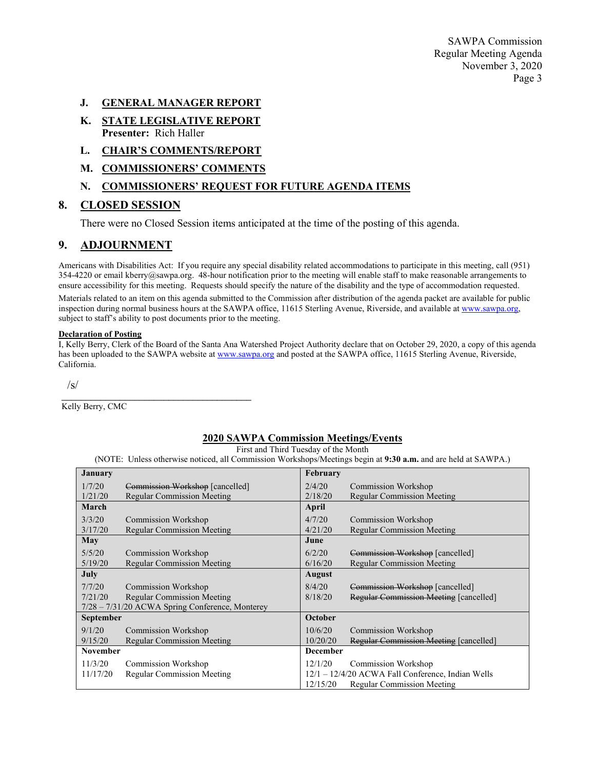**J. GENERAL MANAGER REPORT**

**K. STATE LEGISLATIVE REPORT**
**Presenter:** Rich Haller

**L. CHAIR'S COMMENTS/REPORT**

**M. COMMISSIONERS' COMMENTS**

**N. COMMISSIONERS' REQUEST FOR FUTURE AGENDA ITEMS**

## 8. CLOSED SESSION

There were no Closed Session items anticipated at the time of the posting of this agenda.

## 9. ADJOURNMENT

Americans with Disabilities Act: If you require any special disability related accommodations to participate in this meeting, call (951) 354-4220 or email kberry@sawpa.org. 48-hour notification prior to the meeting will enable staff to make reasonable arrangements to ensure accessibility for this meeting. Requests should specify the nature of the disability and the type of accommodation requested.

Materials related to an item on this agenda submitted to the Commission after distribution of the agenda packet are available for public inspection during normal business hours at the SAWPA office, 11615 Sterling Avenue, Riverside, and available at www.sawpa.org, subject to staff's ability to post documents prior to the meeting.

**Declaration of Posting**

I, Kelly Berry, Clerk of the Board of the Santa Ana Watershed Project Authority declare that on October 29, 2020, a copy of this agenda has been uploaded to the SAWPA website at www.sawpa.org and posted at the SAWPA office, 11615 Sterling Avenue, Riverside, California.

/s/

Kelly Berry, CMC

**2020 SAWPA Commission Meetings/Events**

First and Third Tuesday of the Month

(NOTE: Unless otherwise noticed, all Commission Workshops/Meetings begin at **9:30 a.m.** and are held at SAWPA.)

| | | | |
|---|---|---|---|
| **January** | | **February** | |
| 1/7/20 | ~~Commission Workshop~~ [cancelled] | 2/4/20 | Commission Workshop |
| 1/21/20 | Regular Commission Meeting | 2/18/20 | Regular Commission Meeting |
| **March** | | **April** | |
| 3/3/20 | Commission Workshop | 4/7/20 | Commission Workshop |
| 3/17/20 | Regular Commission Meeting | 4/21/20 | Regular Commission Meeting |
| **May** | | **June** | |
| 5/5/20 | Commission Workshop | 6/2/20 | ~~Commission Workshop~~ [cancelled] |
| 5/19/20 | Regular Commission Meeting | 6/16/20 | Regular Commission Meeting |
| **July** | | **August** | |
| 7/7/20 | Commission Workshop | 8/4/20 | ~~Commission Workshop~~ [cancelled] |
| 7/21/20 | Regular Commission Meeting | 8/18/20 | ~~Regular Commission Meeting~~ [cancelled] |
| 7/28 – 7/31/20 ACWA Spring Conference, Monterey | | | |
| **September** | | **October** | |
| 9/1/20 | Commission Workshop | 10/6/20 | Commission Workshop |
| 9/15/20 | Regular Commission Meeting | 10/20/20 | ~~Regular Commission Meeting~~ [cancelled] |
| **November** | | **December** | |
| 11/3/20 | Commission Workshop | 12/1/20 | Commission Workshop |
| 11/17/20 | Regular Commission Meeting | 12/1 – 12/4/20 ACWA Fall Conference, Indian Wells | |
| | | 12/15/20 | Regular Commission Meeting |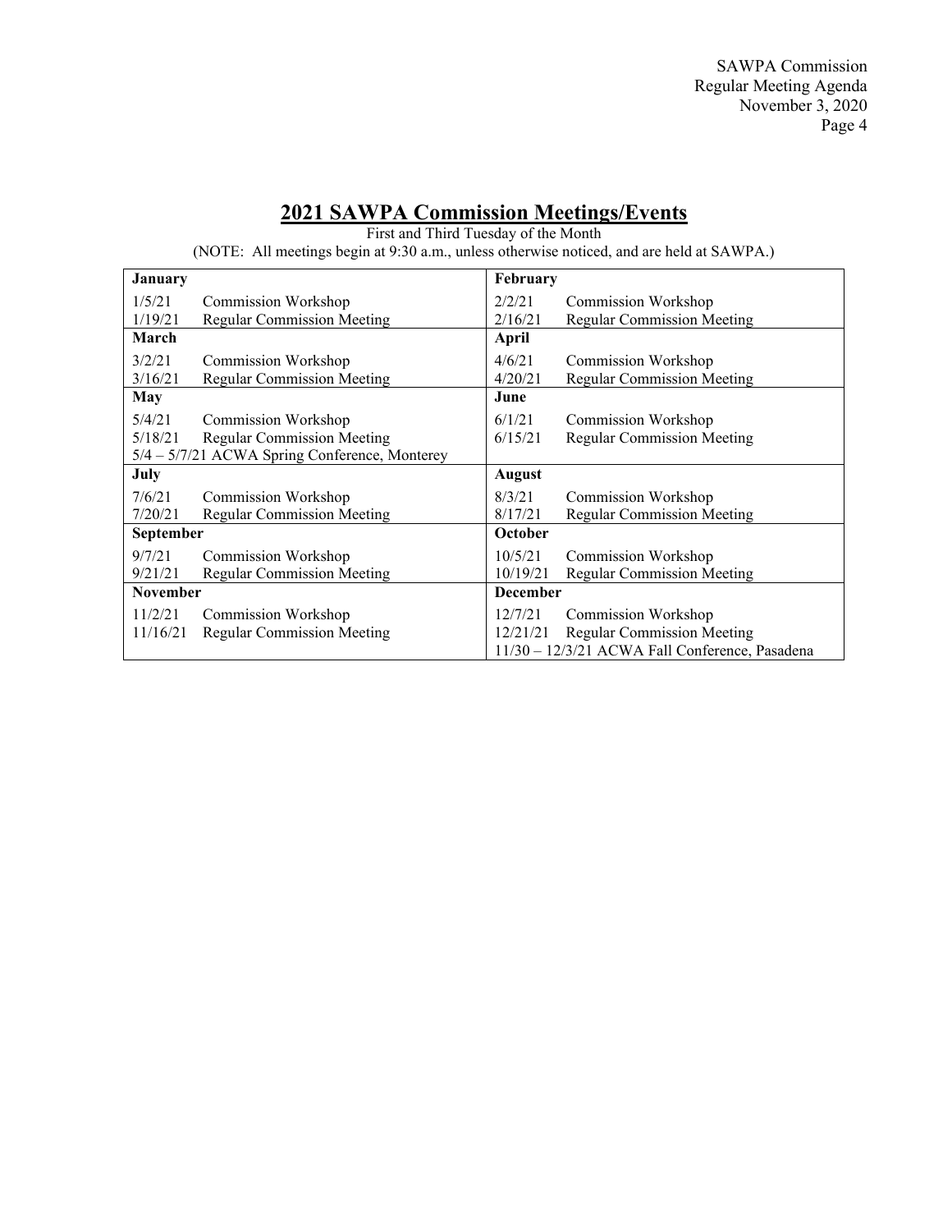## 2021 SAWPA Commission Meetings/Events

First and Third Tuesday of the Month

(NOTE: All meetings begin at 9:30 a.m., unless otherwise noticed, and are held at SAWPA.)

| | |
|---|---|
| **January** | **February** |
| 1/5/21 Commission Workshop<br>1/19/21 Regular Commission Meeting | 2/2/21 Commission Workshop<br>2/16/21 Regular Commission Meeting |
| **March** | **April** |
| 3/2/21 Commission Workshop<br>3/16/21 Regular Commission Meeting | 4/6/21 Commission Workshop<br>4/20/21 Regular Commission Meeting |
| **May** | **June** |
| 5/4/21 Commission Workshop<br>5/18/21 Regular Commission Meeting<br>5/4 – 5/7/21 ACWA Spring Conference, Monterey | 6/1/21 Commission Workshop<br>6/15/21 Regular Commission Meeting |
| **July** | **August** |
| 7/6/21 Commission Workshop<br>7/20/21 Regular Commission Meeting | 8/3/21 Commission Workshop<br>8/17/21 Regular Commission Meeting |
| **September** | **October** |
| 9/7/21 Commission Workshop<br>9/21/21 Regular Commission Meeting | 10/5/21 Commission Workshop<br>10/19/21 Regular Commission Meeting |
| **November** | **December** |
| 11/2/21 Commission Workshop<br>11/16/21 Regular Commission Meeting | 12/7/21 Commission Workshop<br>12/21/21 Regular Commission Meeting<br>11/30 – 12/3/21 ACWA Fall Conference, Pasadena |